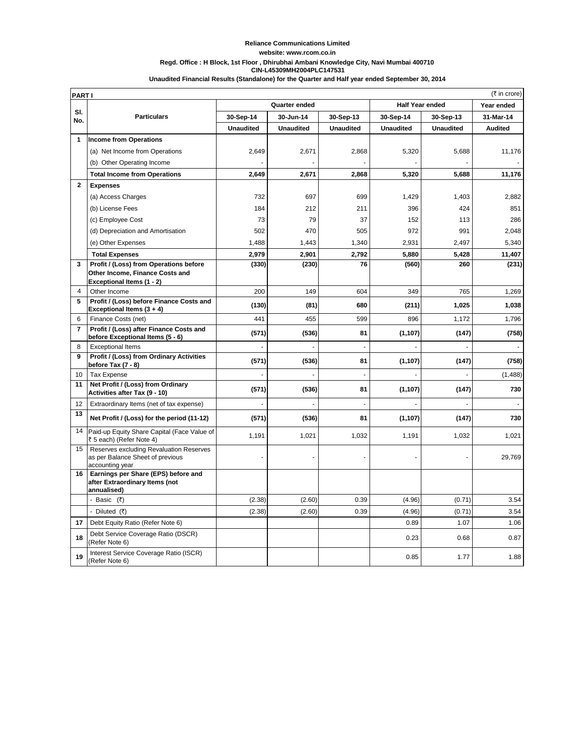**Reliance Communications Limited**

**website: www.rcom.co.in**

**Regd. Office : H Block, 1st Floor , Dhirubhai Ambani Knowledge City, Navi Mumbai 400710**

**CIN-L45309MH2004PLC147531**

**Unaudited Financial Results (Standalone) for the Quarter and Half year ended September 30, 2014**

**PART I** (₹ in crore)

| Sl. No. | Particulars | Quarter ended | | | Half Year ended | | Year ended |
|---|---|---|---|---|---|---|---|
| | | 30-Sep-14 | 30-Jun-14 | 30-Sep-13 | 30-Sep-14 | 30-Sep-13 | 31-Mar-14 |
| | | Unaudited | Unaudited | Unaudited | Unaudited | Unaudited | Audited |
| **1** | **Income from Operations** | | | | | | |
| | (a) Net Income from Operations | 2,649 | 2,671 | 2,868 | 5,320 | 5,688 | 11,176 |
| | (b) Other Operating Income | - | - | - | - | - | - |
| | **Total Income from Operations** | **2,649** | **2,671** | **2,868** | **5,320** | **5,688** | **11,176** |
| **2** | **Expenses** | | | | | | |
| | (a) Access Charges | 732 | 697 | 699 | 1,429 | 1,403 | 2,882 |
| | (b) License Fees | 184 | 212 | 211 | 396 | 424 | 851 |
| | (c) Employee Cost | 73 | 79 | 37 | 152 | 113 | 286 |
| | (d) Depreciation and Amortisation | 502 | 470 | 505 | 972 | 991 | 2,048 |
| | (e) Other Expenses | 1,488 | 1,443 | 1,340 | 2,931 | 2,497 | 5,340 |
| | **Total Expenses** | **2,979** | **2,901** | **2,792** | **5,880** | **5,428** | **11,407** |
| **3** | **Profit / (Loss) from Operations before Other Income, Finance Costs and Exceptional Items (1 - 2)** | **(330)** | **(230)** | **76** | **(560)** | **260** | **(231)** |
| 4 | Other Income | 200 | 149 | 604 | 349 | 765 | 1,269 |
| **5** | **Profit / (Loss) before Finance Costs and Exceptional Items (3 + 4)** | **(130)** | **(81)** | **680** | **(211)** | **1,025** | **1,038** |
| 6 | Finance Costs (net) | 441 | 455 | 599 | 896 | 1,172 | 1,796 |
| **7** | **Profit / (Loss) after Finance Costs and before Exceptional Items (5 - 6)** | **(571)** | **(536)** | **81** | **(1,107)** | **(147)** | **(758)** |
| 8 | Exceptional Items | - | - | - | - | - | - |
| **9** | **Profit / (Loss) from Ordinary Activities before Tax (7 - 8)** | **(571)** | **(536)** | **81** | **(1,107)** | **(147)** | **(758)** |
| 10 | Tax Expense | - | - | - | - | - | (1,488) |
| **11** | **Net Profit / (Loss) from Ordinary Activities after Tax (9 - 10)** | **(571)** | **(536)** | **81** | **(1,107)** | **(147)** | **730** |
| 12 | Extraordinary Items (net of tax expense) | - | - | - | - | - | - |
| **13** | **Net Profit / (Loss) for the period (11-12)** | **(571)** | **(536)** | **81** | **(1,107)** | **(147)** | **730** |
| 14 | Paid-up Equity Share Capital (Face Value of ₹ 5 each) (Refer Note 4) | 1,191 | 1,021 | 1,032 | 1,191 | 1,032 | 1,021 |
| 15 | Reserves excluding Revaluation Reserves as per Balance Sheet of previous accounting year | - | - | - | - | - | 29,769 |
| **16** | **Earnings per Share (EPS) before and after Extraordinary Items (not annualised)** | | | | | | |
| | - Basic (₹) | (2.38) | (2.60) | 0.39 | (4.96) | (0.71) | 3.54 |
| | - Diluted (₹) | (2.38) | (2.60) | 0.39 | (4.96) | (0.71) | 3.54 |
| **17** | Debt Equity Ratio (Refer Note 6) | | | | 0.89 | 1.07 | 1.06 |
| **18** | Debt Service Coverage Ratio (DSCR) (Refer Note 6) | | | | 0.23 | 0.68 | 0.87 |
| **19** | Interest Service Coverage Ratio (ISCR) (Refer Note 6) | | | | 0.85 | 1.77 | 1.88 |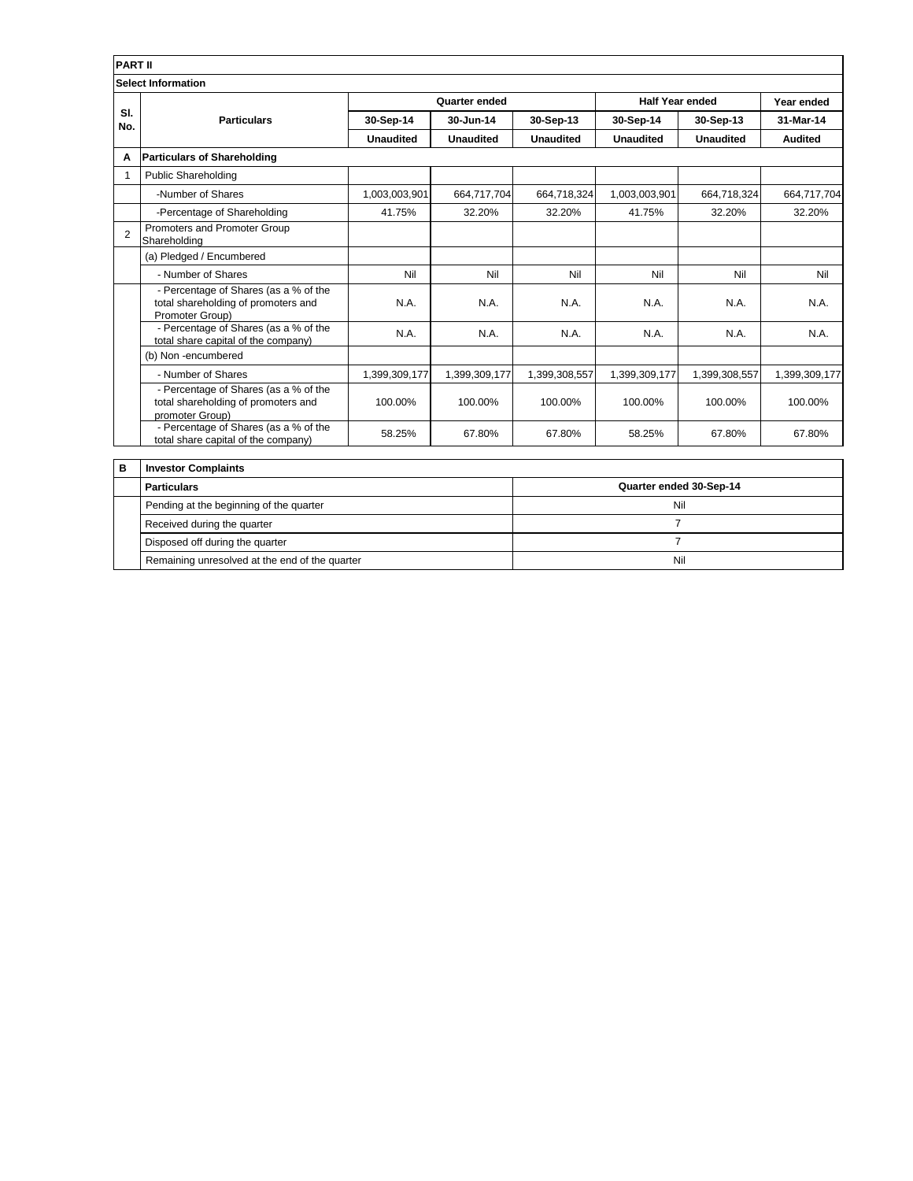**PART II**

**Select Information**

| Sl. No. | Particulars | Quarter ended | | | Half Year ended | | Year ended |
|---|---|---|---|---|---|---|---|
| | | 30-Sep-14 | 30-Jun-14 | 30-Sep-13 | 30-Sep-14 | 30-Sep-13 | 31-Mar-14 |
| | | Unaudited | Unaudited | Unaudited | Unaudited | Unaudited | Audited |
| **A** | **Particulars of Shareholding** | | | | | | |
| 1 | Public Shareholding | | | | | | |
| | -Number of Shares | 1,003,003,901 | 664,717,704 | 664,718,324 | 1,003,003,901 | 664,718,324 | 664,717,704 |
| | -Percentage of Shareholding | 41.75% | 32.20% | 32.20% | 41.75% | 32.20% | 32.20% |
| 2 | Promoters and Promoter Group Shareholding | | | | | | |
| | (a) Pledged / Encumbered | | | | | | |
| | - Number of Shares | Nil | Nil | Nil | Nil | Nil | Nil |
| | - Percentage of Shares (as a % of the total shareholding of promoters and Promoter Group) | N.A. | N.A. | N.A. | N.A. | N.A. | N.A. |
| | - Percentage of Shares (as a % of the total share capital of the company) | N.A. | N.A. | N.A. | N.A. | N.A. | N.A. |
| | (b) Non -encumbered | | | | | | |
| | - Number of Shares | 1,399,309,177 | 1,399,309,177 | 1,399,308,557 | 1,399,309,177 | 1,399,308,557 | 1,399,309,177 |
| | - Percentage of Shares (as a % of the total shareholding of promoters and promoter Group) | 100.00% | 100.00% | 100.00% | 100.00% | 100.00% | 100.00% |
| | - Percentage of Shares (as a % of the total share capital of the company) | 58.25% | 67.80% | 67.80% | 58.25% | 67.80% | 67.80% |

| B | Investor Complaints | |
|---|---|---|
| | **Particulars** | **Quarter ended 30-Sep-14** |
| | Pending at the beginning of the quarter | Nil |
| | Received during the quarter | 7 |
| | Disposed off during the quarter | 7 |
| | Remaining unresolved at the end of the quarter | Nil |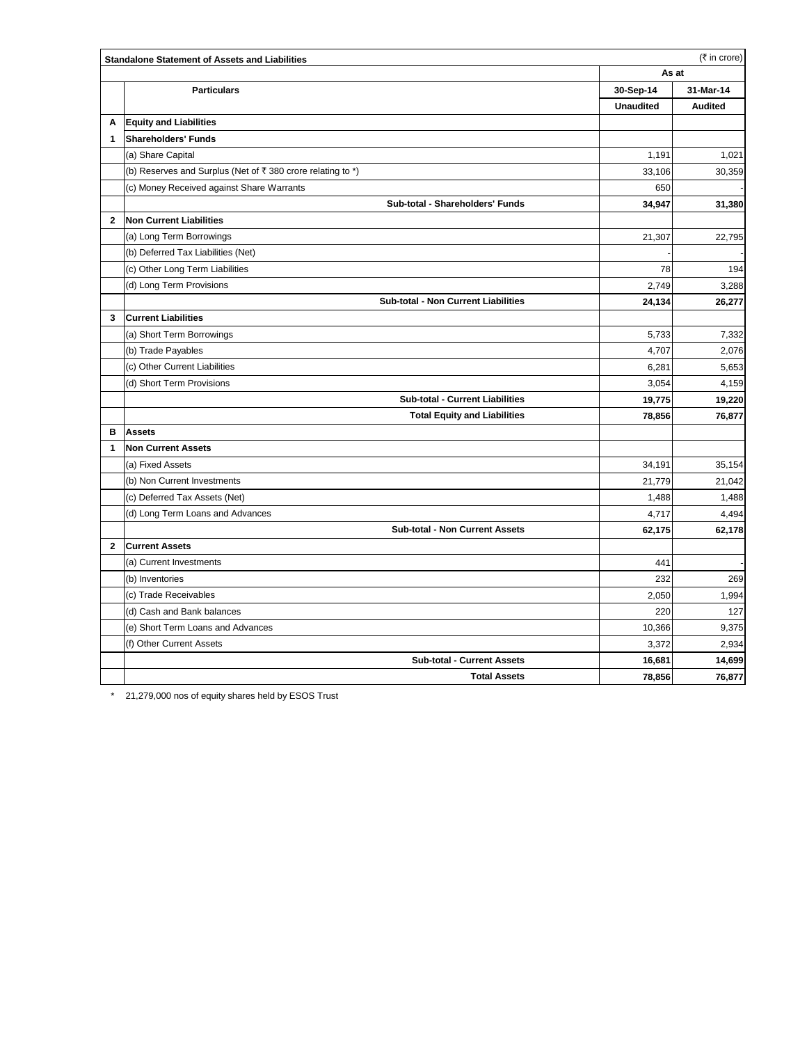| Standalone Statement of Assets and Liabilities | | (₹ in crore) | |
|---|---|---|---|
| | | As at | |
| | Particulars | 30-Sep-14 | 31-Mar-14 |
| | | Unaudited | Audited |
| **A** | **Equity and Liabilities** | | |
| **1** | **Shareholders' Funds** | | |
| | (a) Share Capital | 1,191 | 1,021 |
| | (b) Reserves and Surplus (Net of ₹ 380 crore relating to *) | 33,106 | 30,359 |
| | (c) Money Received against Share Warrants | 650 | - |
| | **Sub-total - Shareholders' Funds** | **34,947** | **31,380** |
| **2** | **Non Current Liabilities** | | |
| | (a) Long Term Borrowings | 21,307 | 22,795 |
| | (b) Deferred Tax Liabilities (Net) | - | - |
| | (c) Other Long Term Liabilities | 78 | 194 |
| | (d) Long Term Provisions | 2,749 | 3,288 |
| | **Sub-total - Non Current Liabilities** | **24,134** | **26,277** |
| **3** | **Current Liabilities** | | |
| | (a) Short Term Borrowings | 5,733 | 7,332 |
| | (b) Trade Payables | 4,707 | 2,076 |
| | (c) Other Current Liabilities | 6,281 | 5,653 |
| | (d) Short Term Provisions | 3,054 | 4,159 |
| | **Sub-total - Current Liabilities** | **19,775** | **19,220** |
| | **Total Equity and Liabilities** | **78,856** | **76,877** |
| **B** | **Assets** | | |
| **1** | **Non Current Assets** | | |
| | (a) Fixed Assets | 34,191 | 35,154 |
| | (b) Non Current Investments | 21,779 | 21,042 |
| | (c) Deferred Tax Assets (Net) | 1,488 | 1,488 |
| | (d) Long Term Loans and Advances | 4,717 | 4,494 |
| | **Sub-total - Non Current Assets** | **62,175** | **62,178** |
| **2** | **Current Assets** | | |
| | (a) Current Investments | 441 | - |
| | (b) Inventories | 232 | 269 |
| | (c) Trade Receivables | 2,050 | 1,994 |
| | (d) Cash and Bank balances | 220 | 127 |
| | (e) Short Term Loans and Advances | 10,366 | 9,375 |
| | (f) Other Current Assets | 3,372 | 2,934 |
| | **Sub-total - Current Assets** | **16,681** | **14,699** |
| | **Total Assets** | **78,856** | **76,877** |

\* 21,279,000 nos of equity shares held by ESOS Trust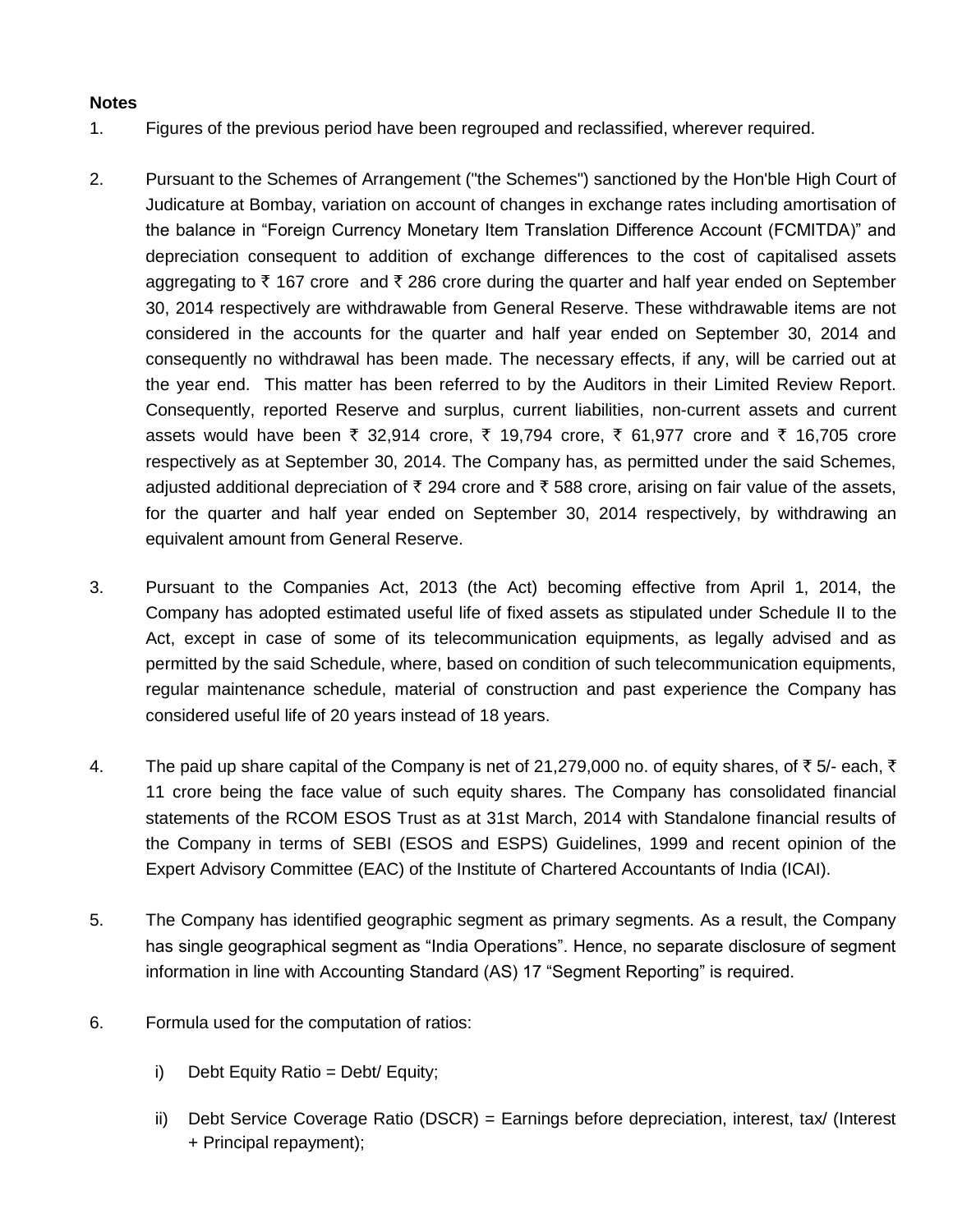**Notes**

1. Figures of the previous period have been regrouped and reclassified, wherever required.

2. Pursuant to the Schemes of Arrangement ("the Schemes") sanctioned by the Hon'ble High Court of Judicature at Bombay, variation on account of changes in exchange rates including amortisation of the balance in "Foreign Currency Monetary Item Translation Difference Account (FCMITDA)" and depreciation consequent to addition of exchange differences to the cost of capitalised assets aggregating to ₹ 167 crore and ₹ 286 crore during the quarter and half year ended on September 30, 2014 respectively are withdrawable from General Reserve. These withdrawable items are not considered in the accounts for the quarter and half year ended on September 30, 2014 and consequently no withdrawal has been made. The necessary effects, if any, will be carried out at the year end. This matter has been referred to by the Auditors in their Limited Review Report. Consequently, reported Reserve and surplus, current liabilities, non-current assets and current assets would have been ₹ 32,914 crore, ₹ 19,794 crore, ₹ 61,977 crore and ₹ 16,705 crore respectively as at September 30, 2014. The Company has, as permitted under the said Schemes, adjusted additional depreciation of ₹ 294 crore and ₹ 588 crore, arising on fair value of the assets, for the quarter and half year ended on September 30, 2014 respectively, by withdrawing an equivalent amount from General Reserve.

3. Pursuant to the Companies Act, 2013 (the Act) becoming effective from April 1, 2014, the Company has adopted estimated useful life of fixed assets as stipulated under Schedule II to the Act, except in case of some of its telecommunication equipments, as legally advised and as permitted by the said Schedule, where, based on condition of such telecommunication equipments, regular maintenance schedule, material of construction and past experience the Company has considered useful life of 20 years instead of 18 years.

4. The paid up share capital of the Company is net of 21,279,000 no. of equity shares, of ₹ 5/- each, ₹ 11 crore being the face value of such equity shares. The Company has consolidated financial statements of the RCOM ESOS Trust as at 31st March, 2014 with Standalone financial results of the Company in terms of SEBI (ESOS and ESPS) Guidelines, 1999 and recent opinion of the Expert Advisory Committee (EAC) of the Institute of Chartered Accountants of India (ICAI).

5. The Company has identified geographic segment as primary segments. As a result, the Company has single geographical segment as "India Operations". Hence, no separate disclosure of segment information in line with Accounting Standard (AS) 17 "Segment Reporting" is required.

6. Formula used for the computation of ratios:

   i) Debt Equity Ratio = Debt/ Equity;

   ii) Debt Service Coverage Ratio (DSCR) = Earnings before depreciation, interest, tax/ (Interest + Principal repayment);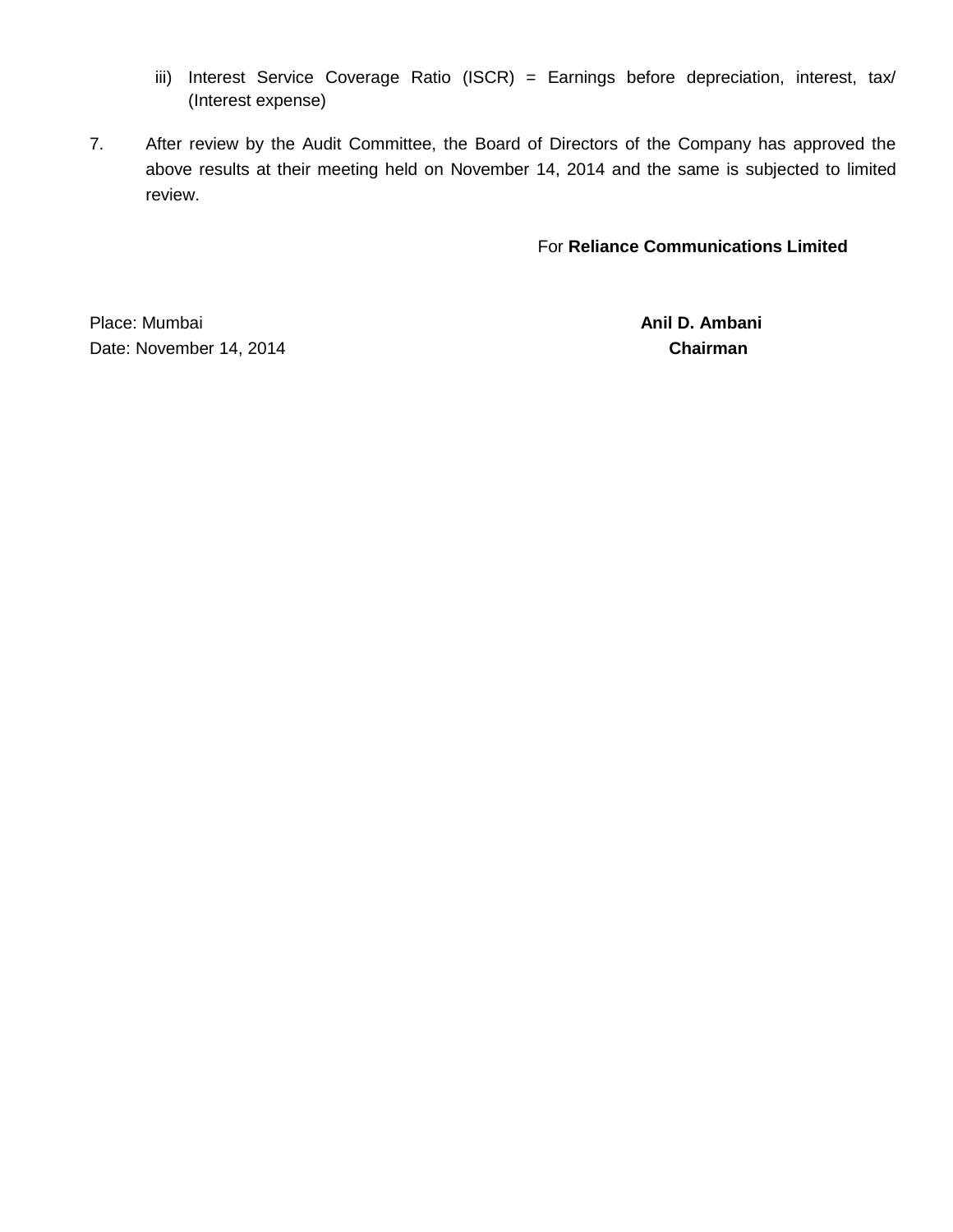iii) Interest Service Coverage Ratio (ISCR) = Earnings before depreciation, interest, tax/ (Interest expense)

7. After review by the Audit Committee, the Board of Directors of the Company has approved the above results at their meeting held on November 14, 2014 and the same is subjected to limited review.

For **Reliance Communications Limited**

Place: Mumbai
Date: November 14, 2014

**Anil D. Ambani**
**Chairman**